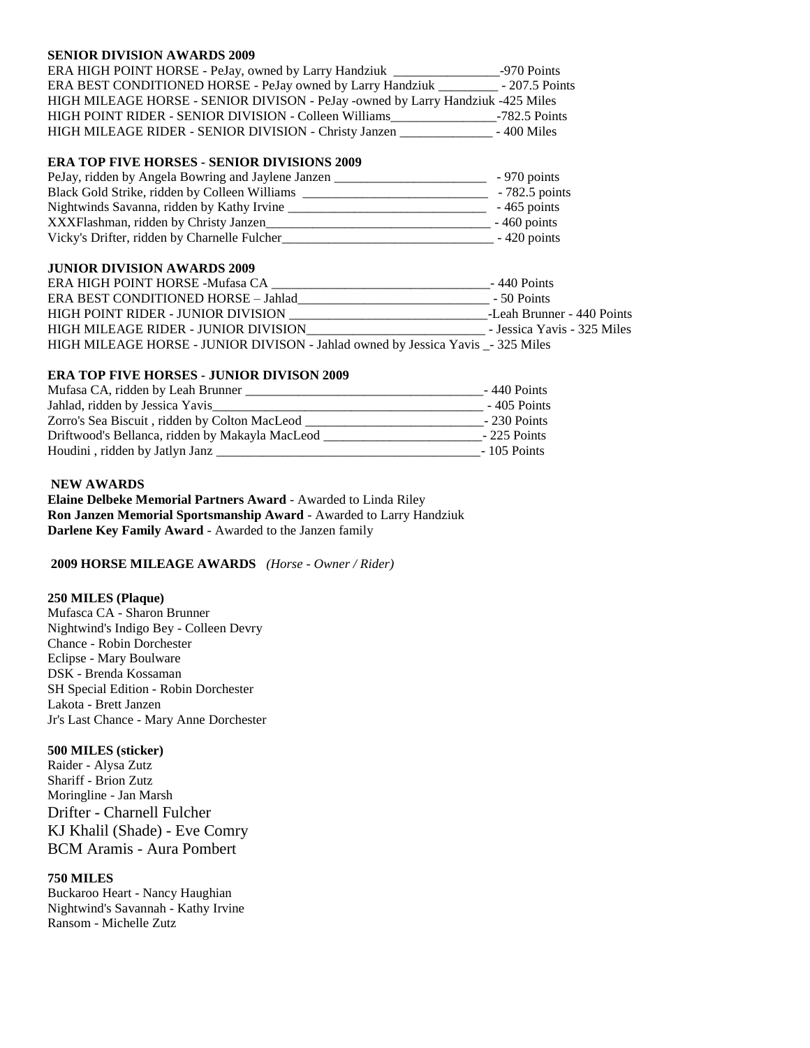**SENIOR DIVISION AWARDS 2009**

ERA HIGH POINT HORSE - PeJay, owned by Larry Handziuk ________________-970 Points
ERA BEST CONDITIONED HORSE - PeJay owned by Larry Handziuk _________ - 207.5 Points
HIGH MILEAGE HORSE - SENIOR DIVISON - PeJay -owned by Larry Handziuk -425 Miles
HIGH POINT RIDER - SENIOR DIVISION - Colleen Williams________________-782.5 Points
HIGH MILEAGE RIDER - SENIOR DIVISION - Christy Janzen ______________ - 400 Miles

**ERA TOP FIVE HORSES - SENIOR DIVISIONS 2009**

PeJay, ridden by Angela Bowring and Jaylene Janzen _______________________ - 970 points
Black Gold Strike, ridden by Colleen Williams ____________________________ - 782.5 points
Nightwinds Savanna, ridden by Kathy Irvine ______________________________ - 465 points
XXXFlashman, ridden by Christy Janzen__________________________________ - 460 points
Vicky's Drifter, ridden by Charnelle Fulcher________________________________ - 420 points

**JUNIOR DIVISION AWARDS 2009**

ERA HIGH POINT HORSE -Mufasa CA _________________________________- 440 Points
ERA BEST CONDITIONED HORSE – Jahlad_____________________________ - 50 Points
HIGH POINT RIDER - JUNIOR DIVISION _______________________________-Leah Brunner - 440 Points
HIGH MILEAGE RIDER - JUNIOR DIVISION___________________________ - Jessica Yavis - 325 Miles
HIGH MILEAGE HORSE - JUNIOR DIVISON - Jahlad owned by Jessica Yavis _- 325 Miles

**ERA TOP FIVE HORSES - JUNIOR DIVISON 2009**

Mufasa CA, ridden by Leah Brunner _____________________________________- 440 Points
Jahlad, ridden by Jessica Yavis________________________________________ - 405 Points
Zorro's Sea Biscuit , ridden by Colton MacLeod ___________________________- 230 Points
Driftwood's Bellanca, ridden by Makayla MacLeod ________________________- 225 Points
Houdini , ridden by Jatlyn Janz ________________________________________- 105 Points

**NEW AWARDS**

**Elaine Delbeke Memorial Partners Award** - Awarded to Linda Riley
**Ron Janzen Memorial Sportsmanship Award** - Awarded to Larry Handziuk
**Darlene Key Family Award** - Awarded to the Janzen family

**2009 HORSE MILEAGE AWARDS** *(Horse - Owner / Rider)*

**250 MILES (Plaque)**

Mufasca CA - Sharon Brunner
Nightwind's Indigo Bey - Colleen Devry
Chance - Robin Dorchester
Eclipse - Mary Boulware
DSK - Brenda Kossaman
SH Special Edition - Robin Dorchester
Lakota - Brett Janzen
Jr's Last Chance - Mary Anne Dorchester

**500 MILES (sticker)**

Raider - Alysa Zutz
Shariff - Brion Zutz
Moringline - Jan Marsh
Drifter - Charnell Fulcher
KJ Khalil (Shade) - Eve Comry
BCM Aramis - Aura Pombert

**750 MILES**

Buckaroo Heart - Nancy Haughian
Nightwind's Savannah - Kathy Irvine
Ransom - Michelle Zutz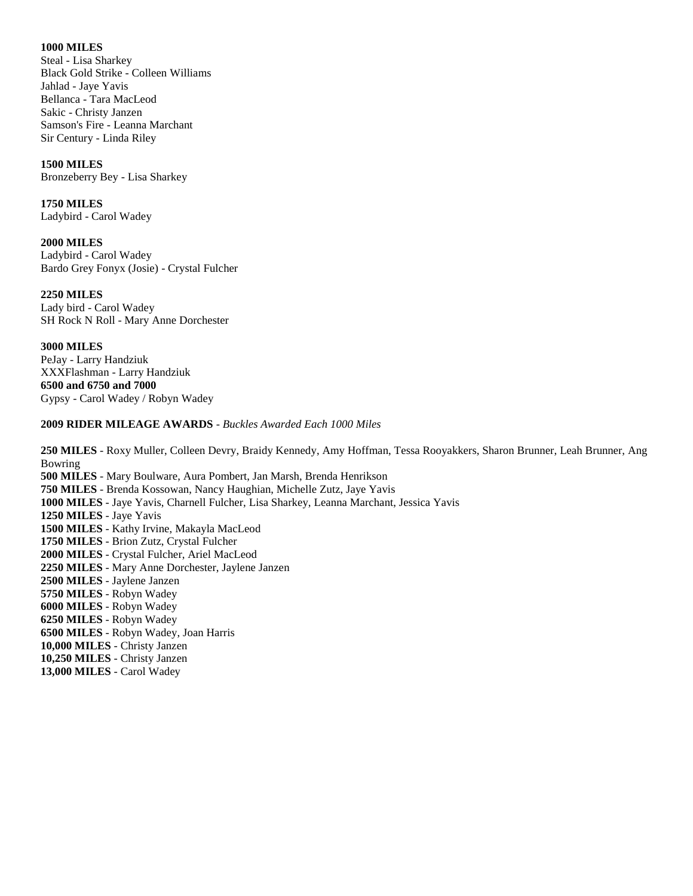**1000 MILES**
Steal - Lisa Sharkey
Black Gold Strike - Colleen Williams
Jahlad - Jaye Yavis
Bellanca - Tara MacLeod
Sakic - Christy Janzen
Samson's Fire - Leanna Marchant
Sir Century - Linda Riley

**1500 MILES**
Bronzeberry Bey - Lisa Sharkey

**1750 MILES**
Ladybird - Carol Wadey

**2000 MILES**
Ladybird - Carol Wadey
Bardo Grey Fonyx (Josie) - Crystal Fulcher

**2250 MILES**
Lady bird - Carol Wadey
SH Rock N Roll - Mary Anne Dorchester

**3000 MILES**
PeJay - Larry Handziuk
XXXFlashman - Larry Handziuk
**6500 and 6750 and 7000**
Gypsy - Carol Wadey / Robyn Wadey

**2009 RIDER MILEAGE AWARDS** - *Buckles Awarded Each 1000 Miles*

**250 MILES** - Roxy Muller, Colleen Devry, Braidy Kennedy, Amy Hoffman, Tessa Rooyakkers, Sharon Brunner, Leah Brunner, Ang Bowring
**500 MILES** - Mary Boulware, Aura Pombert, Jan Marsh, Brenda Henrikson
**750 MILES** - Brenda Kossowan, Nancy Haughian, Michelle Zutz, Jaye Yavis
**1000 MILES** - Jaye Yavis, Charnell Fulcher, Lisa Sharkey, Leanna Marchant, Jessica Yavis
**1250 MILES** - Jaye Yavis
**1500 MILES** - Kathy Irvine, Makayla MacLeod
**1750 MILES** - Brion Zutz, Crystal Fulcher
**2000 MILES** - Crystal Fulcher, Ariel MacLeod
**2250 MILES** - Mary Anne Dorchester, Jaylene Janzen
**2500 MILES** - Jaylene Janzen
**5750 MILES** - Robyn Wadey
**6000 MILES** - Robyn Wadey
**6250 MILES** - Robyn Wadey
**6500 MILES** - Robyn Wadey, Joan Harris
**10,000 MILES** - Christy Janzen
**10,250 MILES** - Christy Janzen
**13,000 MILES** - Carol Wadey